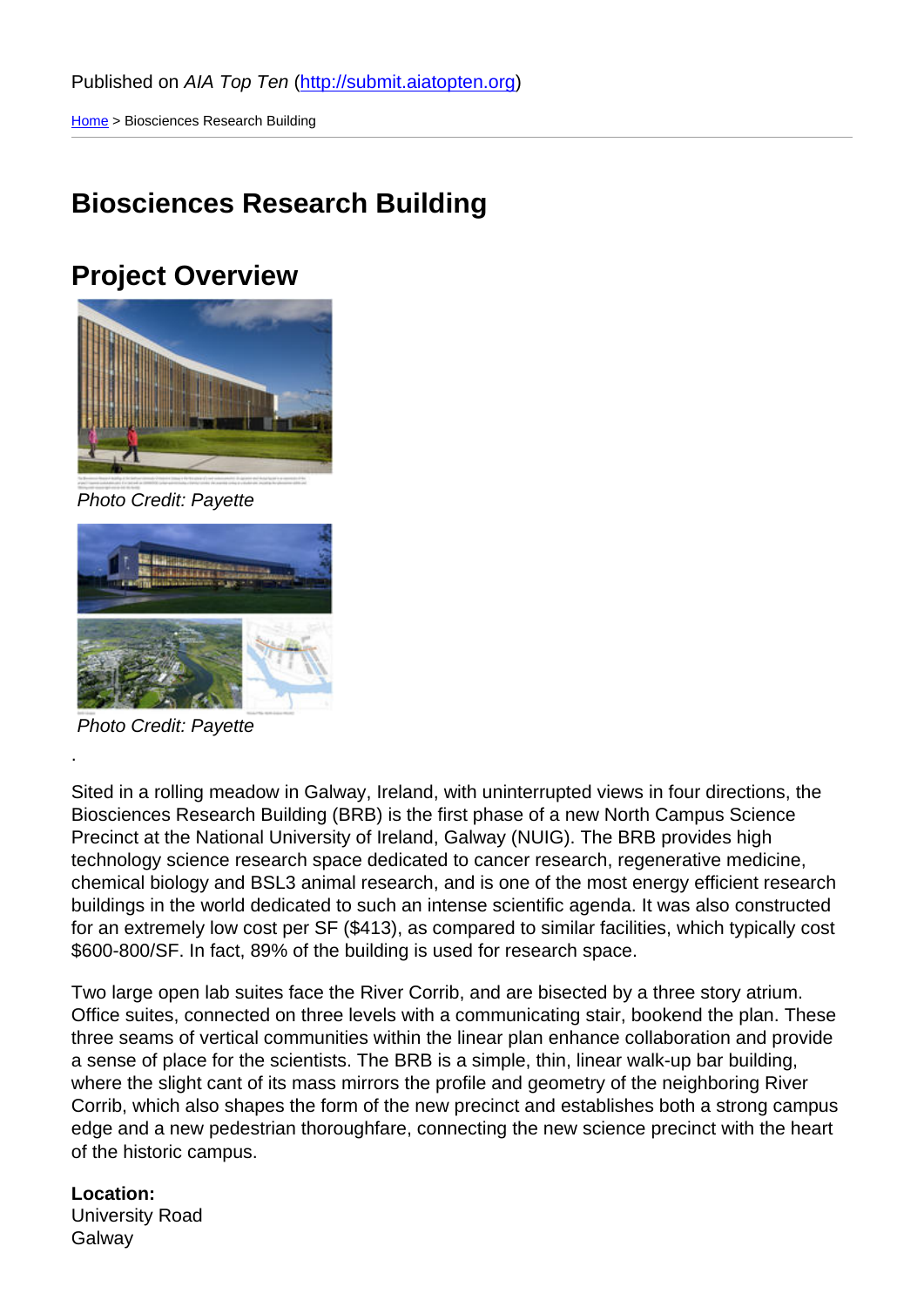Published on *AIA Top Ten* (http://submit.aiatopten.org)

Home > Biosciences Research Building

# Biosciences Research Building

## Project Overview

Photo Credit: Payette

Photo Credit: Payette

.

Sited in a rolling meadow in Galway, Ireland, with uninterrupted views in four directions, the Biosciences Research Building (BRB) is the first phase of a new North Campus Science Precinct at the National University of Ireland, Galway (NUIG). The BRB provides high technology science research space dedicated to cancer research, regenerative medicine, chemical biology and BSL3 animal research, and is one of the most energy efficient research buildings in the world dedicated to such an intense scientific agenda. It was also constructed for an extremely low cost per SF ($413), as compared to similar facilities, which typically cost $600-800/SF. In fact, 89% of the building is used for research space.

Two large open lab suites face the River Corrib, and are bisected by a three story atrium. Office suites, connected on three levels with a communicating stair, bookend the plan. These three seams of vertical communities within the linear plan enhance collaboration and provide a sense of place for the scientists. The BRB is a simple, thin, linear walk-up bar building, where the slight cant of its mass mirrors the profile and geometry of the neighboring River Corrib, which also shapes the form of the new precinct and establishes both a strong campus edge and a new pedestrian thoroughfare, connecting the new science precinct with the heart of the historic campus.

**Location:**
University Road
Galway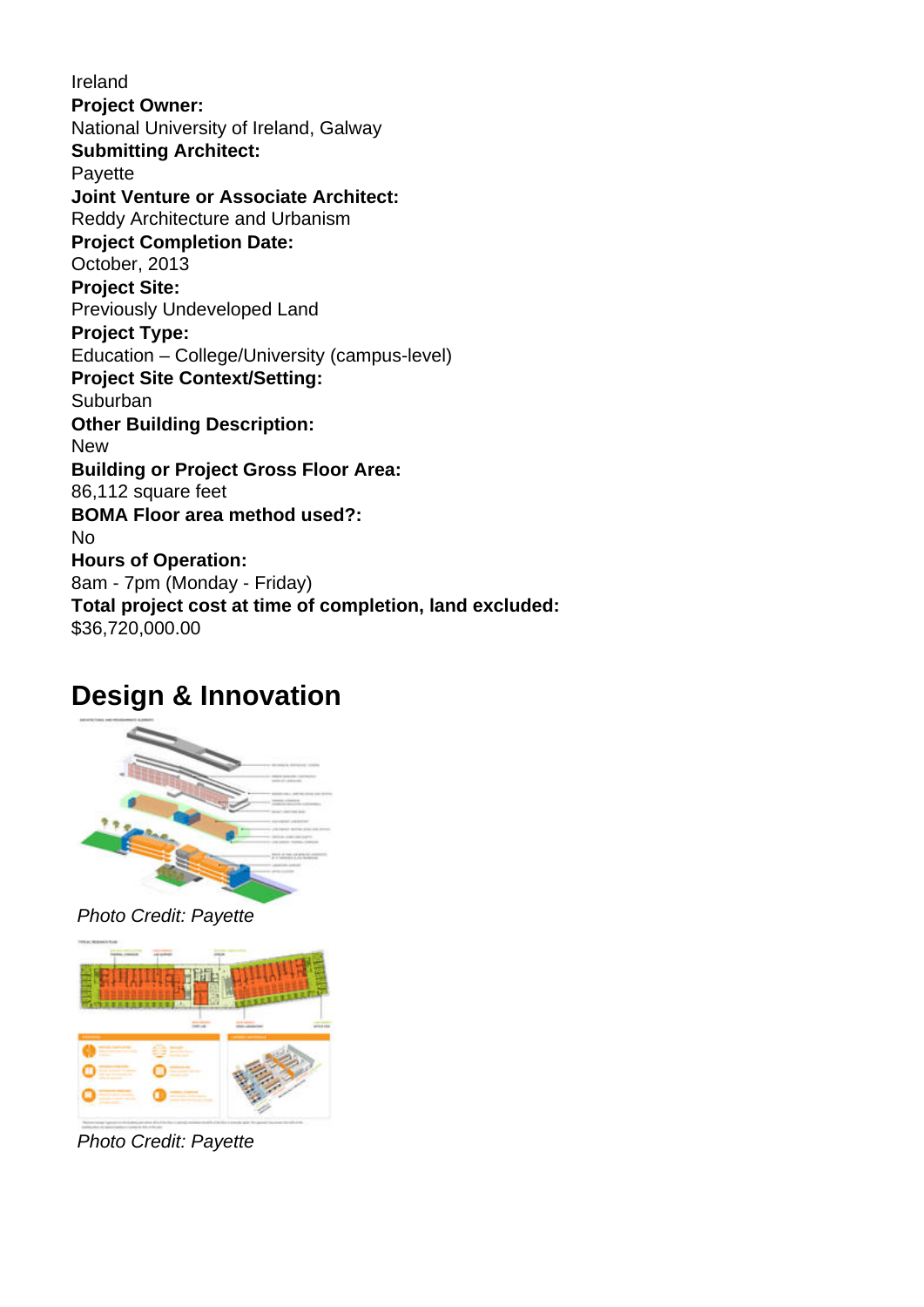Ireland
**Project Owner:**
National University of Ireland, Galway
**Submitting Architect:**
Payette
**Joint Venture or Associate Architect:**
Reddy Architecture and Urbanism
**Project Completion Date:**
October, 2013
**Project Site:**
Previously Undeveloped Land
**Project Type:**
Education – College/University (campus-level)
**Project Site Context/Setting:**
Suburban
**Other Building Description:**
New
**Building or Project Gross Floor Area:**
86,112 square feet
**BOMA Floor area method used?:**
No
**Hours of Operation:**
8am - 7pm (Monday - Friday)
**Total project cost at time of completion, land excluded:**
$36,720,000.00

## Design & Innovation

*Photo Credit: Payette*

*Photo Credit: Payette*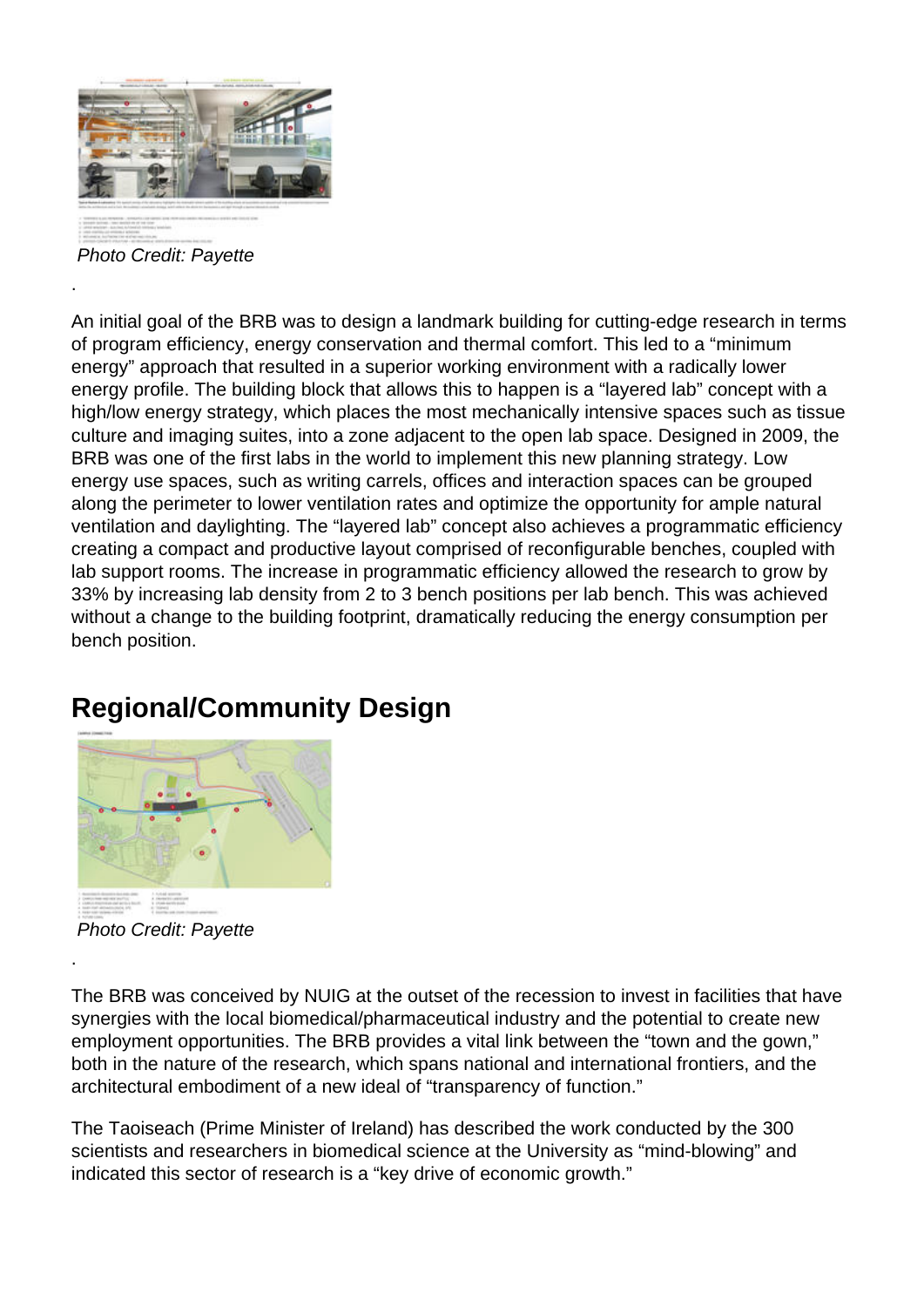Photo Credit: Payette

.

An initial goal of the BRB was to design a landmark building for cutting-edge research in terms of program efficiency, energy conservation and thermal comfort. This led to a "minimum energy" approach that resulted in a superior working environment with a radically lower energy profile. The building block that allows this to happen is a "layered lab" concept with a high/low energy strategy, which places the most mechanically intensive spaces such as tissue culture and imaging suites, into a zone adjacent to the open lab space. Designed in 2009, the BRB was one of the first labs in the world to implement this new planning strategy. Low energy use spaces, such as writing carrels, offices and interaction spaces can be grouped along the perimeter to lower ventilation rates and optimize the opportunity for ample natural ventilation and daylighting. The "layered lab" concept also achieves a programmatic efficiency creating a compact and productive layout comprised of reconfigurable benches, coupled with lab support rooms. The increase in programmatic efficiency allowed the research to grow by 33% by increasing lab density from 2 to 3 bench positions per lab bench. This was achieved without a change to the building footprint, dramatically reducing the energy consumption per bench position.

## Regional/Community Design

Photo Credit: Payette

.

The BRB was conceived by NUIG at the outset of the recession to invest in facilities that have synergies with the local biomedical/pharmaceutical industry and the potential to create new employment opportunities. The BRB provides a vital link between the "town and the gown," both in the nature of the research, which spans national and international frontiers, and the architectural embodiment of a new ideal of "transparency of function."

The Taoiseach (Prime Minister of Ireland) has described the work conducted by the 300 scientists and researchers in biomedical science at the University as "mind-blowing" and indicated this sector of research is a "key drive of economic growth."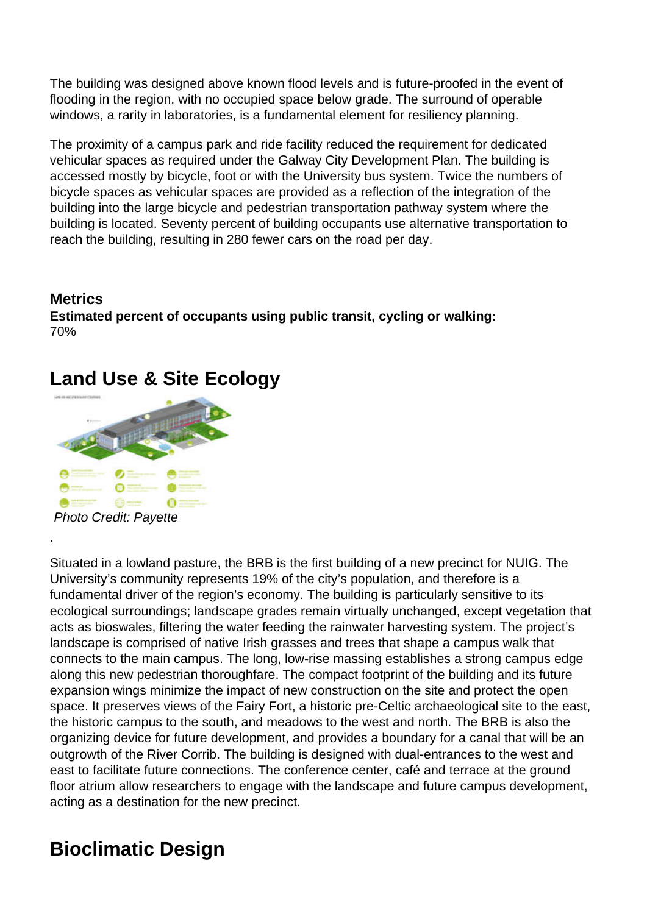The building was designed above known flood levels and is future-proofed in the event of flooding in the region, with no occupied space below grade. The surround of operable windows, a rarity in laboratories, is a fundamental element for resiliency planning.

The proximity of a campus park and ride facility reduced the requirement for dedicated vehicular spaces as required under the Galway City Development Plan. The building is accessed mostly by bicycle, foot or with the University bus system. Twice the numbers of bicycle spaces as vehicular spaces are provided as a reflection of the integration of the building into the large bicycle and pedestrian transportation pathway system where the building is located. Seventy percent of building occupants use alternative transportation to reach the building, resulting in 280 fewer cars on the road per day.

### Metrics

**Estimated percent of occupants using public transit, cycling or walking:**
70%

## Land Use & Site Ecology

*Photo Credit: Payette*

.

Situated in a lowland pasture, the BRB is the first building of a new precinct for NUIG. The University's community represents 19% of the city's population, and therefore is a fundamental driver of the region's economy. The building is particularly sensitive to its ecological surroundings; landscape grades remain virtually unchanged, except vegetation that acts as bioswales, filtering the water feeding the rainwater harvesting system. The project's landscape is comprised of native Irish grasses and trees that shape a campus walk that connects to the main campus. The long, low-rise massing establishes a strong campus edge along this new pedestrian thoroughfare. The compact footprint of the building and its future expansion wings minimize the impact of new construction on the site and protect the open space. It preserves views of the Fairy Fort, a historic pre-Celtic archaeological site to the east, the historic campus to the south, and meadows to the west and north. The BRB is also the organizing device for future development, and provides a boundary for a canal that will be an outgrowth of the River Corrib. The building is designed with dual-entrances to the west and east to facilitate future connections. The conference center, café and terrace at the ground floor atrium allow researchers to engage with the landscape and future campus development, acting as a destination for the new precinct.

## Bioclimatic Design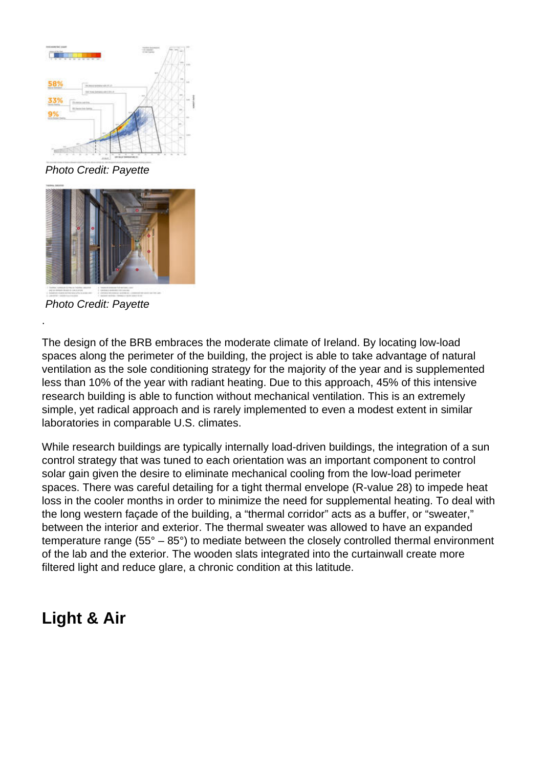Photo Credit: Payette

Photo Credit: Payette

.

The design of the BRB embraces the moderate climate of Ireland. By locating low-load spaces along the perimeter of the building, the project is able to take advantage of natural ventilation as the sole conditioning strategy for the majority of the year and is supplemented less than 10% of the year with radiant heating. Due to this approach, 45% of this intensive research building is able to function without mechanical ventilation. This is an extremely simple, yet radical approach and is rarely implemented to even a modest extent in similar laboratories in comparable U.S. climates.

While research buildings are typically internally load-driven buildings, the integration of a sun control strategy that was tuned to each orientation was an important component to control solar gain given the desire to eliminate mechanical cooling from the low-load perimeter spaces. There was careful detailing for a tight thermal envelope (R-value 28) to impede heat loss in the cooler months in order to minimize the need for supplemental heating. To deal with the long western façade of the building, a "thermal corridor" acts as a buffer, or "sweater," between the interior and exterior. The thermal sweater was allowed to have an expanded temperature range (55° – 85°) to mediate between the closely controlled thermal environment of the lab and the exterior. The wooden slats integrated into the curtainwall create more filtered light and reduce glare, a chronic condition at this latitude.

## Light & Air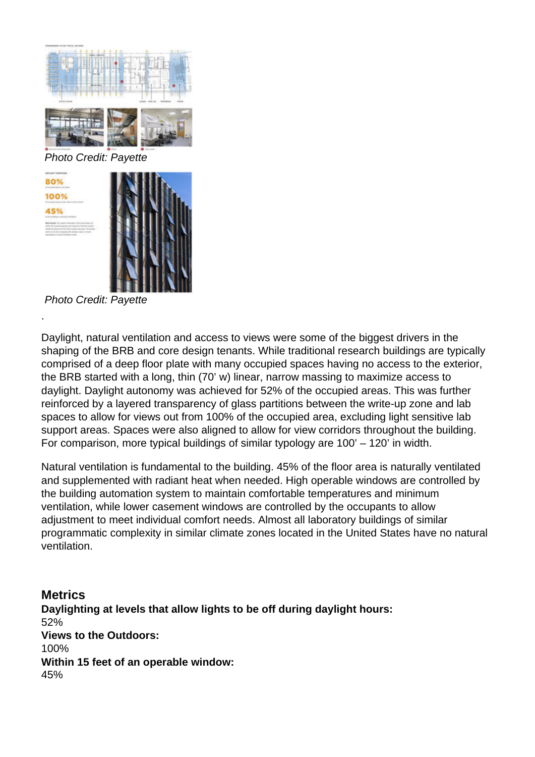Photo Credit: Payette

Photo Credit: Payette

.

Daylight, natural ventilation and access to views were some of the biggest drivers in the shaping of the BRB and core design tenants. While traditional research buildings are typically comprised of a deep floor plate with many occupied spaces having no access to the exterior, the BRB started with a long, thin (70' w) linear, narrow massing to maximize access to daylight. Daylight autonomy was achieved for 52% of the occupied areas. This was further reinforced by a layered transparency of glass partitions between the write-up zone and lab spaces to allow for views out from 100% of the occupied area, excluding light sensitive lab support areas. Spaces were also aligned to allow for view corridors throughout the building. For comparison, more typical buildings of similar typology are 100' – 120' in width.

Natural ventilation is fundamental to the building. 45% of the floor area is naturally ventilated and supplemented with radiant heat when needed. High operable windows are controlled by the building automation system to maintain comfortable temperatures and minimum ventilation, while lower casement windows are controlled by the occupants to allow adjustment to meet individual comfort needs. Almost all laboratory buildings of similar programmatic complexity in similar climate zones located in the United States have no natural ventilation.

## Metrics

**Daylighting at levels that allow lights to be off during daylight hours:**
52%
**Views to the Outdoors:**
100%
**Within 15 feet of an operable window:**
45%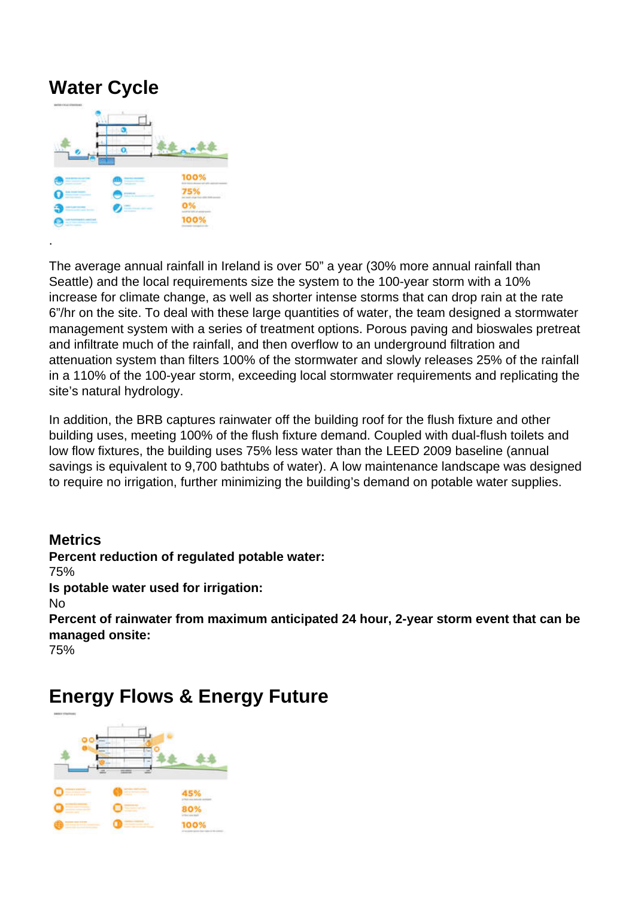## Water Cycle

.

The average annual rainfall in Ireland is over 50" a year (30% more annual rainfall than Seattle) and the local requirements size the system to the 100-year storm with a 10% increase for climate change, as well as shorter intense storms that can drop rain at the rate 6"/hr on the site. To deal with these large quantities of water, the team designed a stormwater management system with a series of treatment options. Porous paving and bioswales pretreat and infiltrate much of the rainfall, and then overflow to an underground filtration and attenuation system than filters 100% of the stormwater and slowly releases 25% of the rainfall in a 110% of the 100-year storm, exceeding local stormwater requirements and replicating the site's natural hydrology.

In addition, the BRB captures rainwater off the building roof for the flush fixture and other building uses, meeting 100% of the flush fixture demand. Coupled with dual-flush toilets and low flow fixtures, the building uses 75% less water than the LEED 2009 baseline (annual savings is equivalent to 9,700 bathtubs of water). A low maintenance landscape was designed to require no irrigation, further minimizing the building's demand on potable water supplies.

### Metrics

**Percent reduction of regulated potable water:**
75%
**Is potable water used for irrigation:**
No
**Percent of rainwater from maximum anticipated 24 hour, 2-year storm event that can be managed onsite:**
75%

## Energy Flows & Energy Future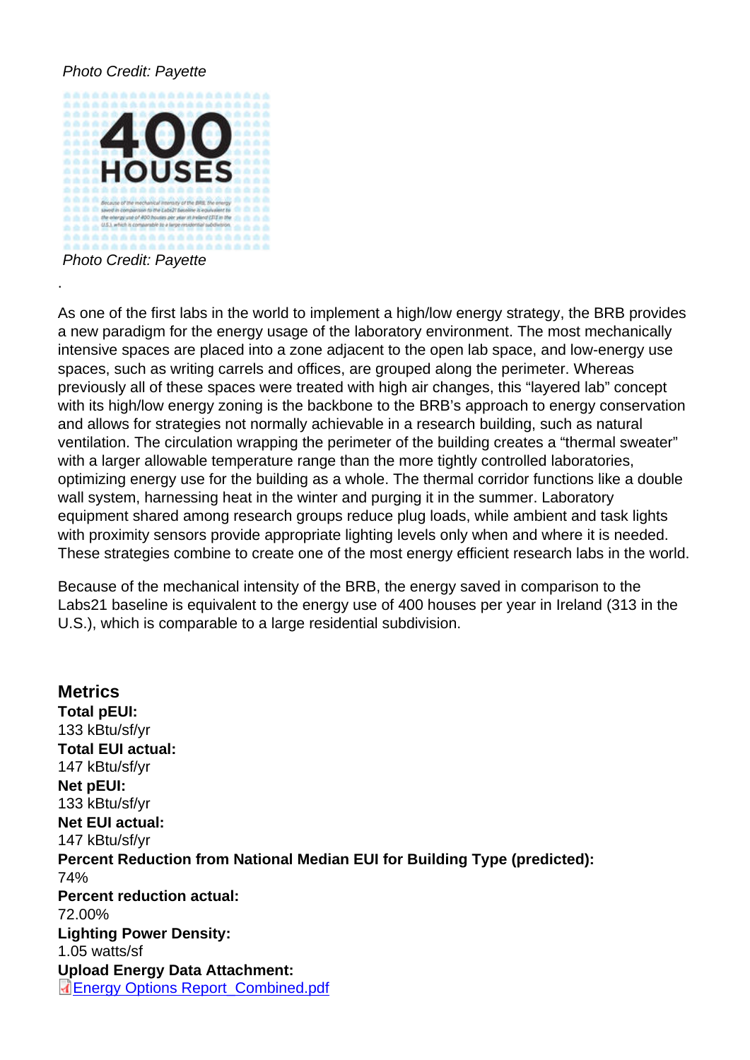*Photo Credit: Payette*

*Photo Credit: Payette*

.

As one of the first labs in the world to implement a high/low energy strategy, the BRB provides a new paradigm for the energy usage of the laboratory environment. The most mechanically intensive spaces are placed into a zone adjacent to the open lab space, and low-energy use spaces, such as writing carrels and offices, are grouped along the perimeter. Whereas previously all of these spaces were treated with high air changes, this "layered lab" concept with its high/low energy zoning is the backbone to the BRB's approach to energy conservation and allows for strategies not normally achievable in a research building, such as natural ventilation. The circulation wrapping the perimeter of the building creates a "thermal sweater" with a larger allowable temperature range than the more tightly controlled laboratories, optimizing energy use for the building as a whole. The thermal corridor functions like a double wall system, harnessing heat in the winter and purging it in the summer. Laboratory equipment shared among research groups reduce plug loads, while ambient and task lights with proximity sensors provide appropriate lighting levels only when and where it is needed. These strategies combine to create one of the most energy efficient research labs in the world.

Because of the mechanical intensity of the BRB, the energy saved in comparison to the Labs21 baseline is equivalent to the energy use of 400 houses per year in Ireland (313 in the U.S.), which is comparable to a large residential subdivision.

## Metrics

**Total pEUI:**
133 kBtu/sf/yr
**Total EUI actual:**
147 kBtu/sf/yr
**Net pEUI:**
133 kBtu/sf/yr
**Net EUI actual:**
147 kBtu/sf/yr
**Percent Reduction from National Median EUI for Building Type (predicted):**
74%
**Percent reduction actual:**
72.00%
**Lighting Power Density:**
1.05 watts/sf
**Upload Energy Data Attachment:**
Energy Options Report_Combined.pdf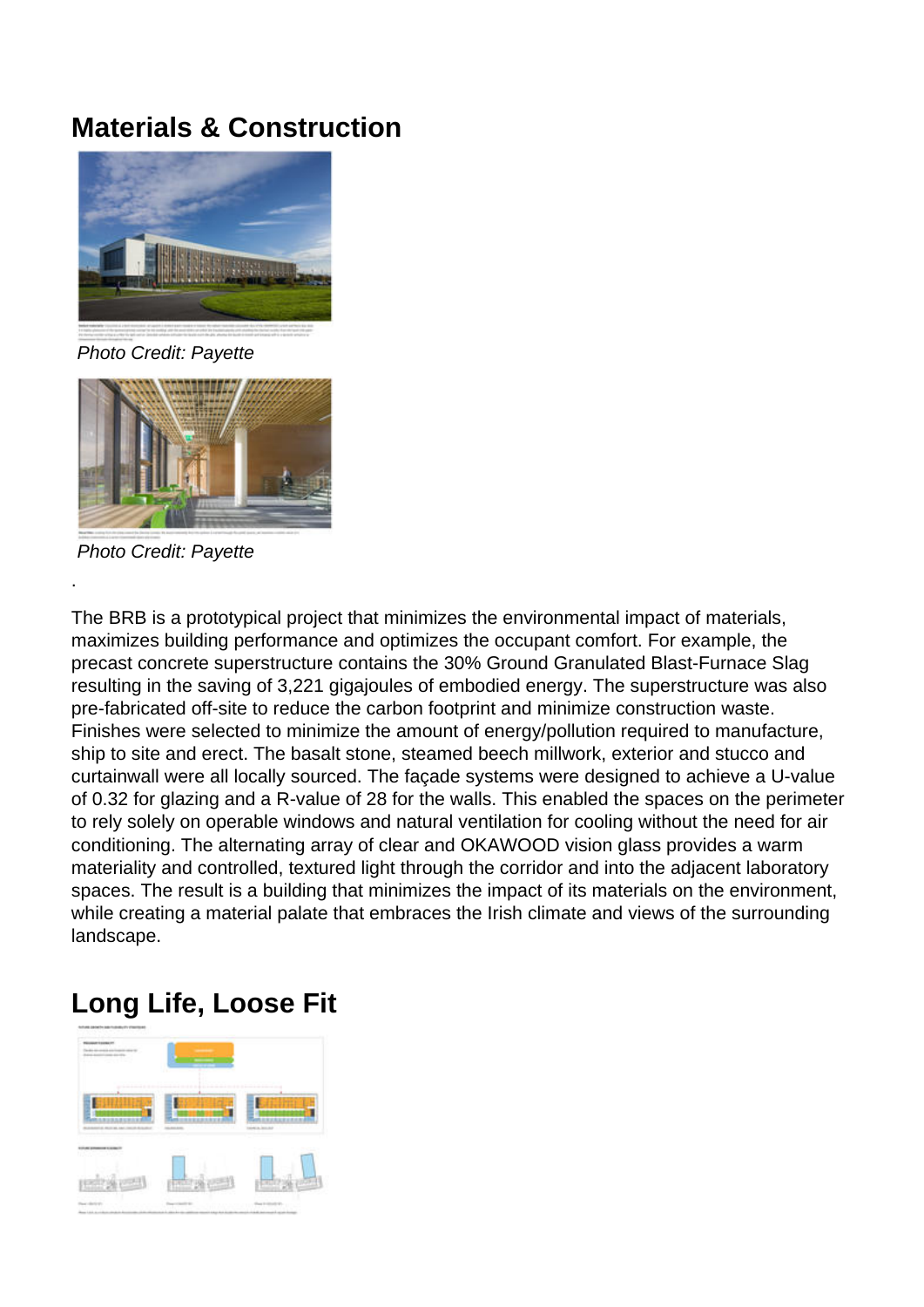## Materials & Construction

*Photo Credit: Payette*

*Photo Credit: Payette*

.

The BRB is a prototypical project that minimizes the environmental impact of materials, maximizes building performance and optimizes the occupant comfort. For example, the precast concrete superstructure contains the 30% Ground Granulated Blast-Furnace Slag resulting in the saving of 3,221 gigajoules of embodied energy. The superstructure was also pre-fabricated off-site to reduce the carbon footprint and minimize construction waste. Finishes were selected to minimize the amount of energy/pollution required to manufacture, ship to site and erect. The basalt stone, steamed beech millwork, exterior and stucco and curtainwall were all locally sourced. The façade systems were designed to achieve a U-value of 0.32 for glazing and a R-value of 28 for the walls. This enabled the spaces on the perimeter to rely solely on operable windows and natural ventilation for cooling without the need for air conditioning. The alternating array of clear and OKAWOOD vision glass provides a warm materiality and controlled, textured light through the corridor and into the adjacent laboratory spaces. The result is a building that minimizes the impact of its materials on the environment, while creating a material palate that embraces the Irish climate and views of the surrounding landscape.

## Long Life, Loose Fit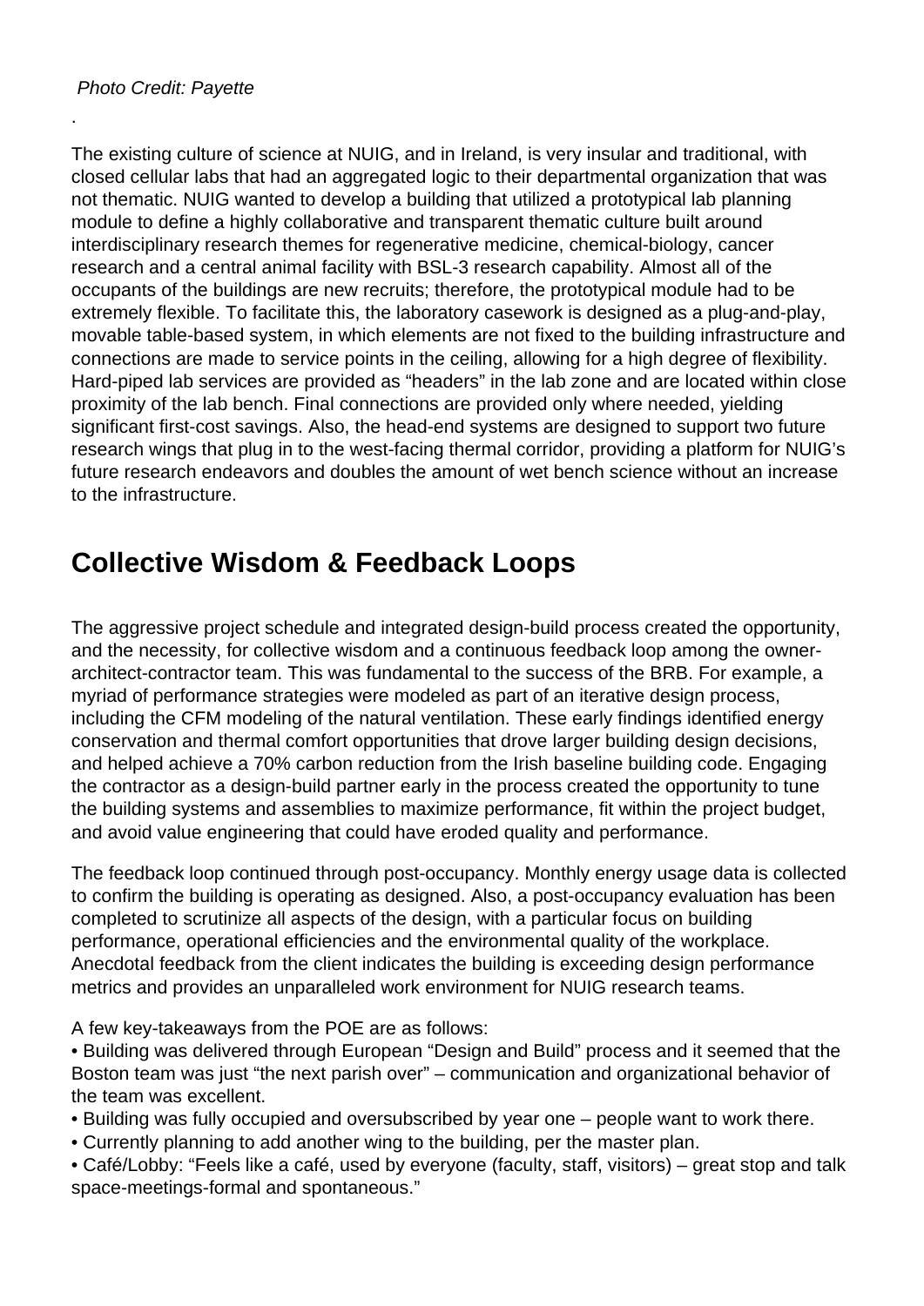*Photo Credit: Payette*

.

The existing culture of science at NUIG, and in Ireland, is very insular and traditional, with closed cellular labs that had an aggregated logic to their departmental organization that was not thematic. NUIG wanted to develop a building that utilized a prototypical lab planning module to define a highly collaborative and transparent thematic culture built around interdisciplinary research themes for regenerative medicine, chemical-biology, cancer research and a central animal facility with BSL-3 research capability. Almost all of the occupants of the buildings are new recruits; therefore, the prototypical module had to be extremely flexible. To facilitate this, the laboratory casework is designed as a plug-and-play, movable table-based system, in which elements are not fixed to the building infrastructure and connections are made to service points in the ceiling, allowing for a high degree of flexibility. Hard-piped lab services are provided as "headers" in the lab zone and are located within close proximity of the lab bench. Final connections are provided only where needed, yielding significant first-cost savings. Also, the head-end systems are designed to support two future research wings that plug in to the west-facing thermal corridor, providing a platform for NUIG's future research endeavors and doubles the amount of wet bench science without an increase to the infrastructure.

## Collective Wisdom & Feedback Loops

The aggressive project schedule and integrated design-build process created the opportunity, and the necessity, for collective wisdom and a continuous feedback loop among the owner-architect-contractor team. This was fundamental to the success of the BRB. For example, a myriad of performance strategies were modeled as part of an iterative design process, including the CFM modeling of the natural ventilation. These early findings identified energy conservation and thermal comfort opportunities that drove larger building design decisions, and helped achieve a 70% carbon reduction from the Irish baseline building code. Engaging the contractor as a design-build partner early in the process created the opportunity to tune the building systems and assemblies to maximize performance, fit within the project budget, and avoid value engineering that could have eroded quality and performance.

The feedback loop continued through post-occupancy. Monthly energy usage data is collected to confirm the building is operating as designed. Also, a post-occupancy evaluation has been completed to scrutinize all aspects of the design, with a particular focus on building performance, operational efficiencies and the environmental quality of the workplace. Anecdotal feedback from the client indicates the building is exceeding design performance metrics and provides an unparalleled work environment for NUIG research teams.

A few key-takeaways from the POE are as follows:

- Building was delivered through European "Design and Build" process and it seemed that the Boston team was just "the next parish over" – communication and organizational behavior of the team was excellent.
- Building was fully occupied and oversubscribed by year one – people want to work there.
- Currently planning to add another wing to the building, per the master plan.
- Café/Lobby: "Feels like a café, used by everyone (faculty, staff, visitors) – great stop and talk space-meetings-formal and spontaneous."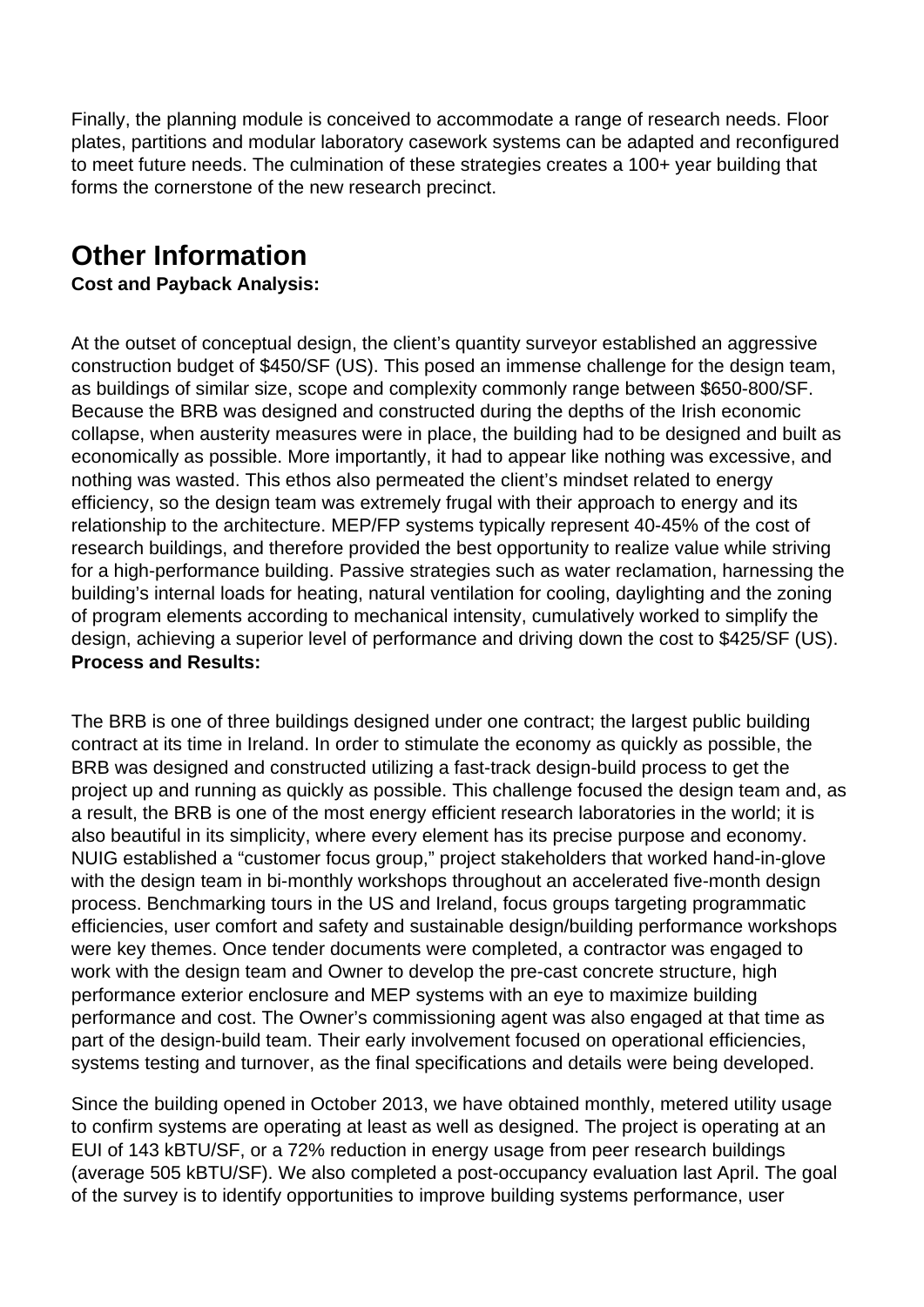Finally, the planning module is conceived to accommodate a range of research needs. Floor plates, partitions and modular laboratory casework systems can be adapted and reconfigured to meet future needs. The culmination of these strategies creates a 100+ year building that forms the cornerstone of the new research precinct.

## Other Information

**Cost and Payback Analysis:**

At the outset of conceptual design, the client's quantity surveyor established an aggressive construction budget of $450/SF (US). This posed an immense challenge for the design team, as buildings of similar size, scope and complexity commonly range between $650-800/SF. Because the BRB was designed and constructed during the depths of the Irish economic collapse, when austerity measures were in place, the building had to be designed and built as economically as possible. More importantly, it had to appear like nothing was excessive, and nothing was wasted. This ethos also permeated the client's mindset related to energy efficiency, so the design team was extremely frugal with their approach to energy and its relationship to the architecture. MEP/FP systems typically represent 40-45% of the cost of research buildings, and therefore provided the best opportunity to realize value while striving for a high-performance building. Passive strategies such as water reclamation, harnessing the building's internal loads for heating, natural ventilation for cooling, daylighting and the zoning of program elements according to mechanical intensity, cumulatively worked to simplify the design, achieving a superior level of performance and driving down the cost to $425/SF (US).

**Process and Results:**

The BRB is one of three buildings designed under one contract; the largest public building contract at its time in Ireland. In order to stimulate the economy as quickly as possible, the BRB was designed and constructed utilizing a fast-track design-build process to get the project up and running as quickly as possible. This challenge focused the design team and, as a result, the BRB is one of the most energy efficient research laboratories in the world; it is also beautiful in its simplicity, where every element has its precise purpose and economy. NUIG established a "customer focus group," project stakeholders that worked hand-in-glove with the design team in bi-monthly workshops throughout an accelerated five-month design process. Benchmarking tours in the US and Ireland, focus groups targeting programmatic efficiencies, user comfort and safety and sustainable design/building performance workshops were key themes. Once tender documents were completed, a contractor was engaged to work with the design team and Owner to develop the pre-cast concrete structure, high performance exterior enclosure and MEP systems with an eye to maximize building performance and cost. The Owner's commissioning agent was also engaged at that time as part of the design-build team. Their early involvement focused on operational efficiencies, systems testing and turnover, as the final specifications and details were being developed.

Since the building opened in October 2013, we have obtained monthly, metered utility usage to confirm systems are operating at least as well as designed. The project is operating at an EUI of 143 kBTU/SF, or a 72% reduction in energy usage from peer research buildings (average 505 kBTU/SF). We also completed a post-occupancy evaluation last April. The goal of the survey is to identify opportunities to improve building systems performance, user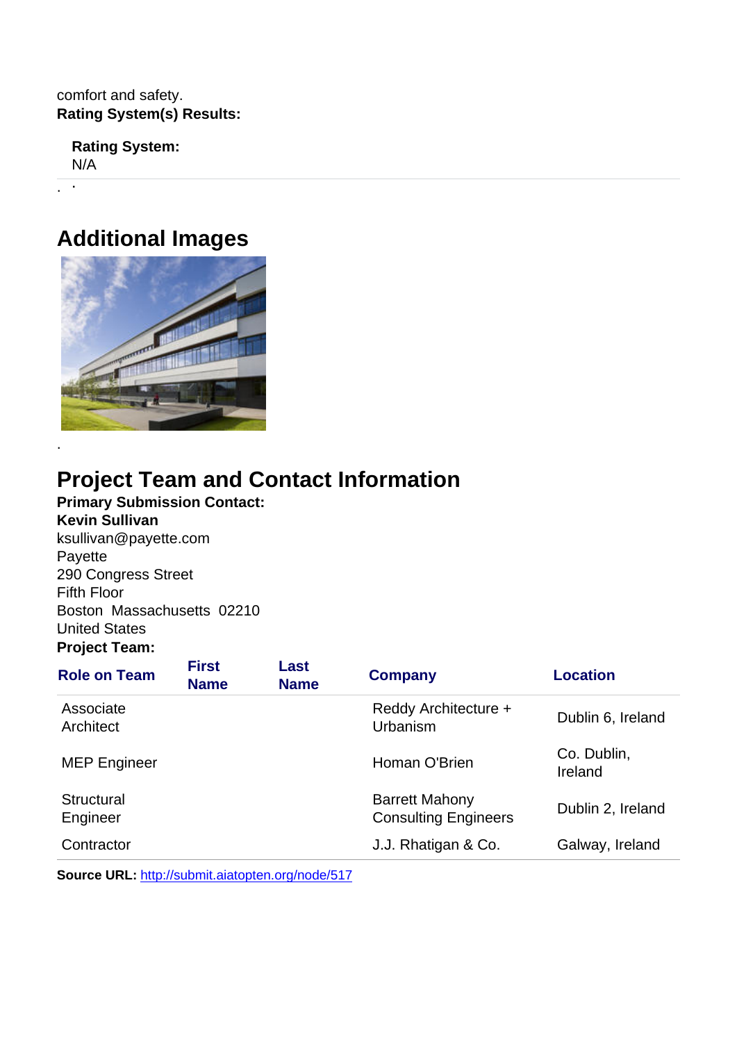comfort and safety.

**Rating System(s) Results:**

**Rating System:**
N/A

## Additional Images

## Project Team and Contact Information

**Primary Submission Contact:**
**Kevin Sullivan**
ksullivan@payette.com
Payette
290 Congress Street
Fifth Floor
Boston Massachusetts 02210
United States

**Project Team:**

| Role on Team | First Name | Last Name | Company | Location |
|---|---|---|---|---|
| Associate Architect | | | Reddy Architecture + Urbanism | Dublin 6, Ireland |
| MEP Engineer | | | Homan O'Brien | Co. Dublin, Ireland |
| Structural Engineer | | | Barrett Mahony Consulting Engineers | Dublin 2, Ireland |
| Contractor | | | J.J. Rhatigan & Co. | Galway, Ireland |

**Source URL:** http://submit.aiatopten.org/node/517